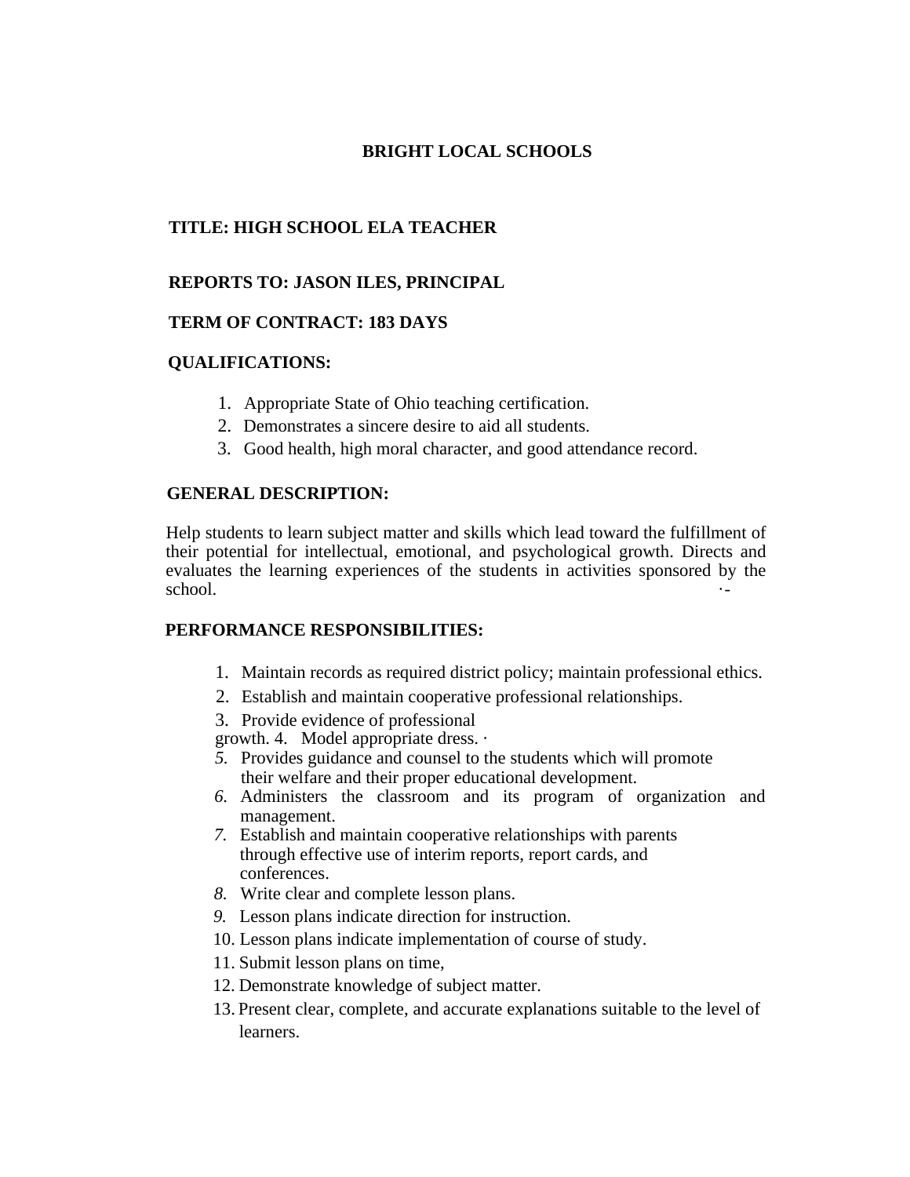# BRIGHT LOCAL SCHOOLS

**TITLE: HIGH SCHOOL ELA TEACHER**

**REPORTS TO: JASON ILES, PRINCIPAL**

**TERM OF CONTRACT: 183 DAYS**

**QUALIFICATIONS:**

1. Appropriate State of Ohio teaching certification.
2. Demonstrates a sincere desire to aid all students.
3. Good health, high moral character, and good attendance record.

**GENERAL DESCRIPTION:**

Help students to learn subject matter and skills which lead toward the fulfillment of their potential for intellectual, emotional, and psychological growth. Directs and evaluates the learning experiences of the students in activities sponsored by the school.

**PERFORMANCE RESPONSIBILITIES:**

1. Maintain records as required district policy; maintain professional ethics.
2. Establish and maintain cooperative professional relationships.
3. Provide evidence of professional growth.
4. Model appropriate dress.
5. Provides guidance and counsel to the students which will promote their welfare and their proper educational development.
6. Administers the classroom and its program of organization and management.
7. Establish and maintain cooperative relationships with parents through effective use of interim reports, report cards, and conferences.
8. Write clear and complete lesson plans.
9. Lesson plans indicate direction for instruction.
10. Lesson plans indicate implementation of course of study.
11. Submit lesson plans on time,
12. Demonstrate knowledge of subject matter.
13. Present clear, complete, and accurate explanations suitable to the level of learners.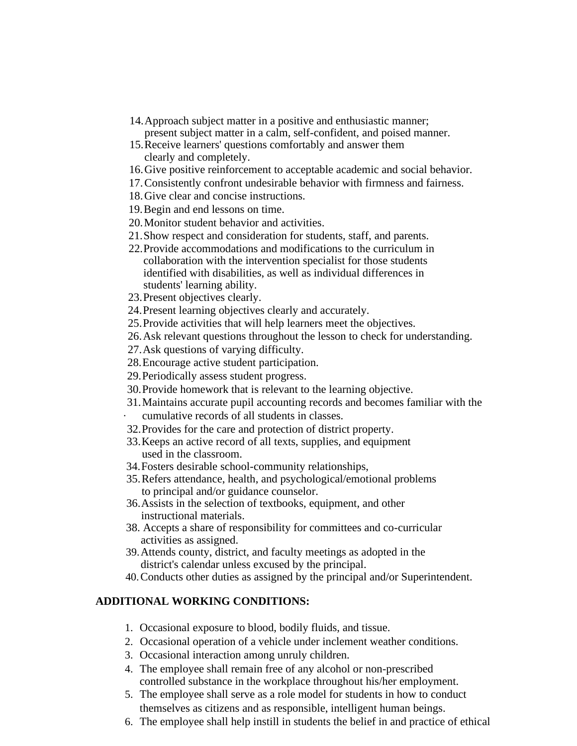14. Approach subject matter in a positive and enthusiastic manner; present subject matter in a calm, self-confident, and poised manner.
15. Receive learners' questions comfortably and answer them clearly and completely.
16. Give positive reinforcement to acceptable academic and social behavior.
17. Consistently confront undesirable behavior with firmness and fairness.
18. Give clear and concise instructions.
19. Begin and end lessons on time.
20. Monitor student behavior and activities.
21. Show respect and consideration for students, staff, and parents.
22. Provide accommodations and modifications to the curriculum in collaboration with the intervention specialist for those students identified with disabilities, as well as individual differences in students' learning ability.
23. Present objectives clearly.
24. Present learning objectives clearly and accurately.
25. Provide activities that will help learners meet the objectives.
26. Ask relevant questions throughout the lesson to check for understanding.
27. Ask questions of varying difficulty.
28. Encourage active student participation.
29. Periodically assess student progress.
30. Provide homework that is relevant to the learning objective.
31. Maintains accurate pupil accounting records and becomes familiar with the cumulative records of all students in classes.
32. Provides for the care and protection of district property.
33. Keeps an active record of all texts, supplies, and equipment used in the classroom.
34. Fosters desirable school-community relationships,
35. Refers attendance, health, and psychological/emotional problems to principal and/or guidance counselor.
36. Assists in the selection of textbooks, equipment, and other instructional materials.
38. Accepts a share of responsibility for committees and co-curricular activities as assigned.
39. Attends county, district, and faculty meetings as adopted in the district's calendar unless excused by the principal.
40. Conducts other duties as assigned by the principal and/or Superintendent.

**ADDITIONAL WORKING CONDITIONS:**

1. Occasional exposure to blood, bodily fluids, and tissue.
2. Occasional operation of a vehicle under inclement weather conditions.
3. Occasional interaction among unruly children.
4. The employee shall remain free of any alcohol or non-prescribed controlled substance in the workplace throughout his/her employment.
5. The employee shall serve as a role model for students in how to conduct themselves as citizens and as responsible, intelligent human beings.
6. The employee shall help instill in students the belief in and practice of ethical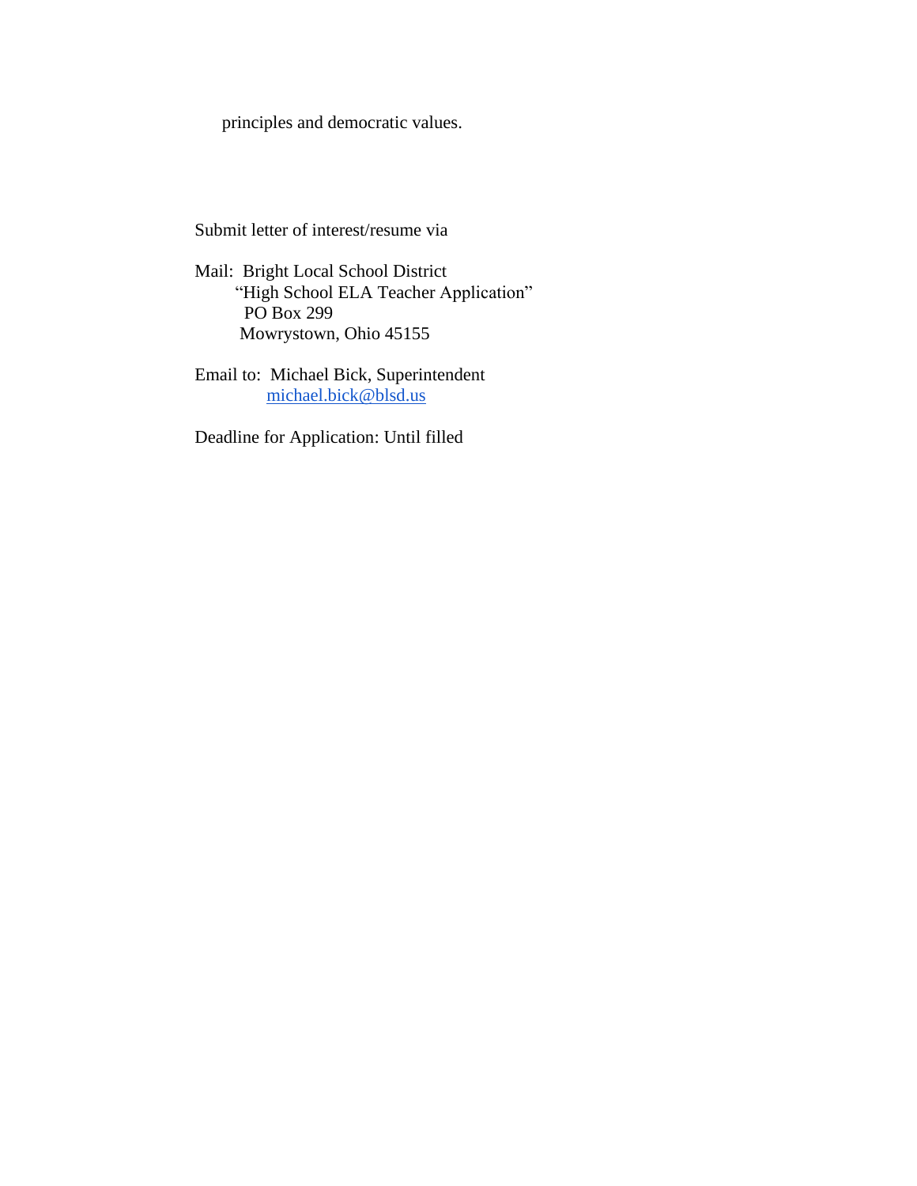principles and democratic values.

Submit letter of interest/resume via

Mail: Bright Local School District
"High School ELA Teacher Application"
PO Box 299
Mowrystown, Ohio 45155

Email to: Michael Bick, Superintendent
michael.bick@blsd.us

Deadline for Application: Until filled